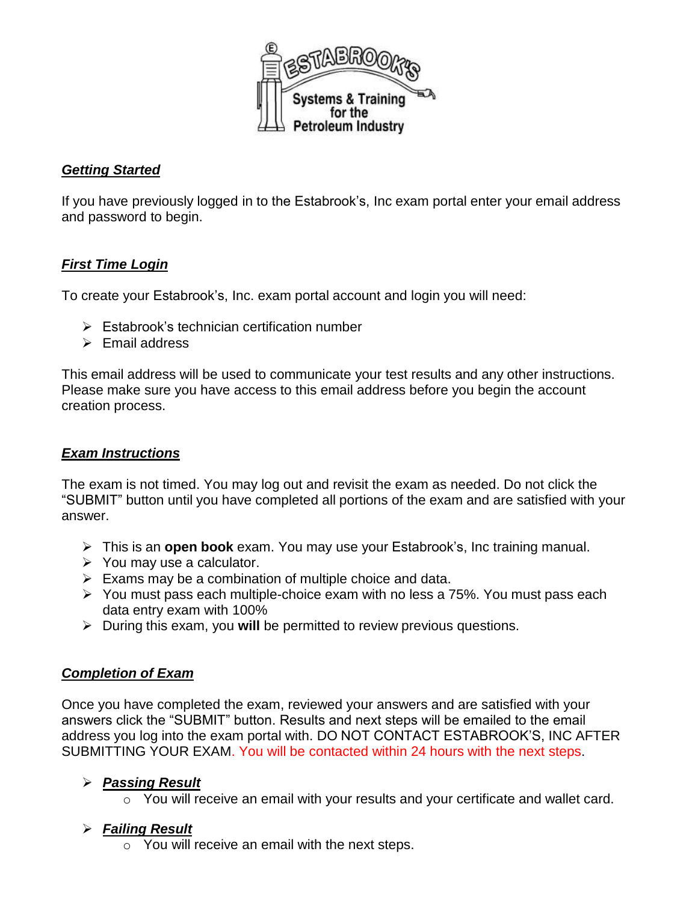## ***Getting Started***

If you have previously logged in to the Estabrook's, Inc exam portal enter your email address and password to begin.

## ***First Time Login***

To create your Estabrook's, Inc. exam portal account and login you will need:

- Estabrook's technician certification number
- Email address

This email address will be used to communicate your test results and any other instructions. Please make sure you have access to this email address before you begin the account creation process.

## ***Exam Instructions***

The exam is not timed. You may log out and revisit the exam as needed. Do not click the "SUBMIT" button until you have completed all portions of the exam and are satisfied with your answer.

- This is an **open book** exam. You may use your Estabrook's, Inc training manual.
- You may use a calculator.
- Exams may be a combination of multiple choice and data.
- You must pass each multiple-choice exam with no less a 75%. You must pass each data entry exam with 100%
- During this exam, you **will** be permitted to review previous questions.

## ***Completion of Exam***

Once you have completed the exam, reviewed your answers and are satisfied with your answers click the "SUBMIT" button. Results and next steps will be emailed to the email address you log into the exam portal with. DO NOT CONTACT ESTABROOK'S, INC AFTER SUBMITTING YOUR EXAM. You will be contacted within 24 hours with the next steps.

- ***Passing Result***
  - You will receive an email with your results and your certificate and wallet card.
- ***Failing Result***
  - You will receive an email with the next steps.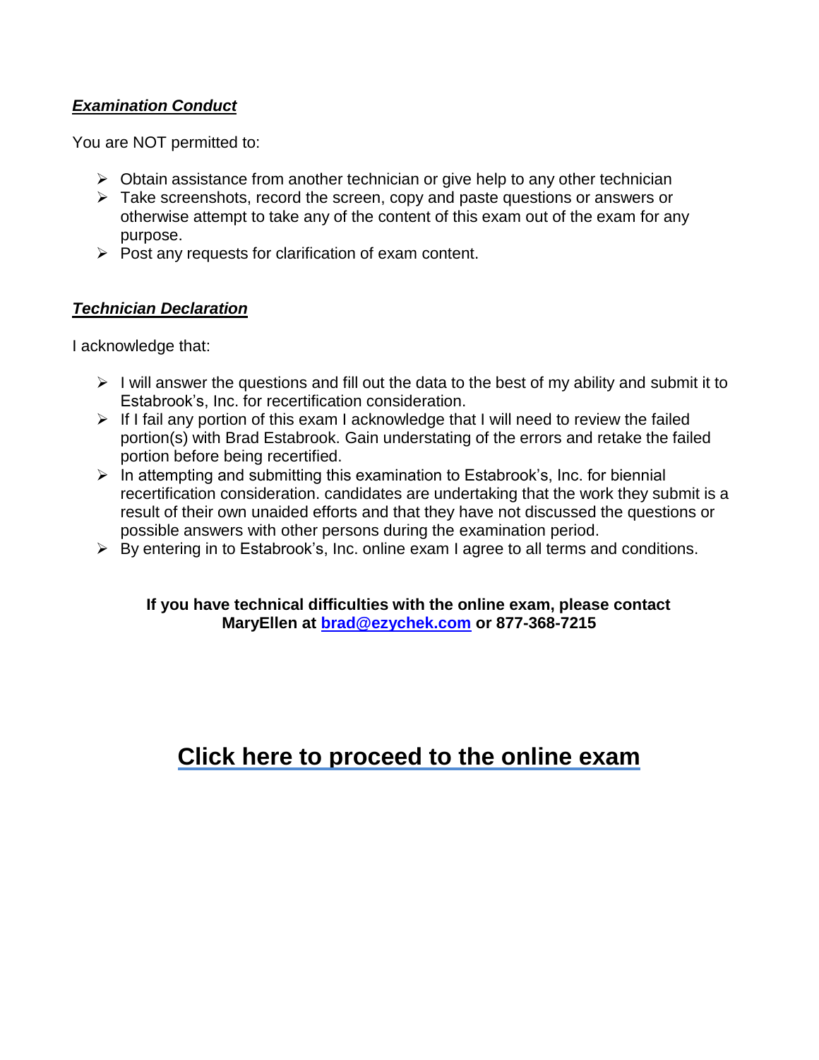***Examination Conduct***

You are NOT permitted to:

- Obtain assistance from another technician or give help to any other technician
- Take screenshots, record the screen, copy and paste questions or answers or otherwise attempt to take any of the content of this exam out of the exam for any purpose.
- Post any requests for clarification of exam content.

***Technician Declaration***

I acknowledge that:

- I will answer the questions and fill out the data to the best of my ability and submit it to Estabrook's, Inc. for recertification consideration.
- If I fail any portion of this exam I acknowledge that I will need to review the failed portion(s) with Brad Estabrook. Gain understating of the errors and retake the failed portion before being recertified.
- In attempting and submitting this examination to Estabrook's, Inc. for biennial recertification consideration. candidates are undertaking that the work they submit is a result of their own unaided efforts and that they have not discussed the questions or possible answers with other persons during the examination period.
- By entering in to Estabrook's, Inc. online exam I agree to all terms and conditions.

**If you have technical difficulties with the online exam, please contact MaryEllen at [brad@ezychek.com](mailto:brad@ezychek.com) or 877-368-7215**

## Click here to proceed to the online exam